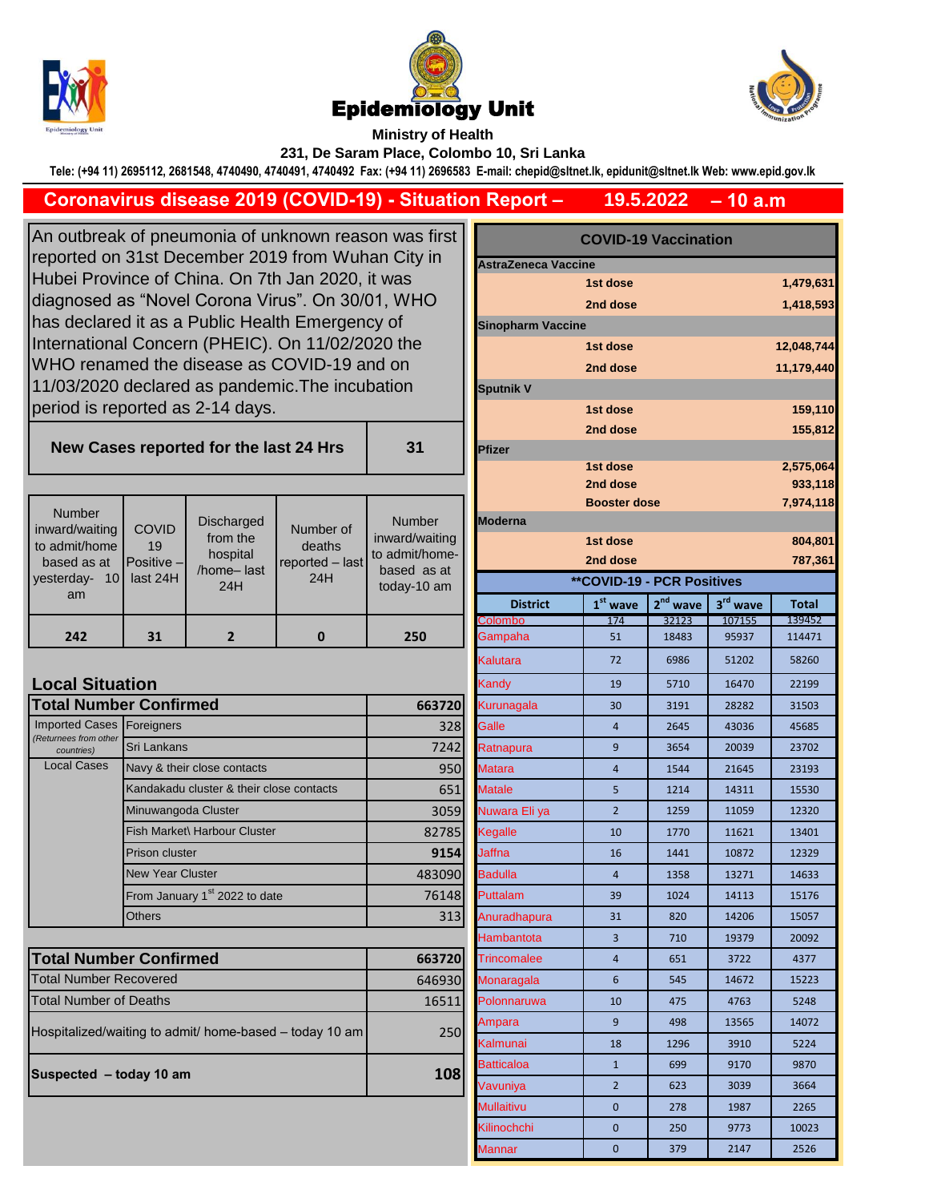# Epidemiology Unit

**Ministry of Health**

**231, De Saram Place, Colombo 10, Sri Lanka**

**Tele: (+94 11) 2695112, 2681548, 4740490, 4740491, 4740492 Fax: (+94 11) 2696583 E-mail: chepid@sltnet.lk, epidunit@sltnet.lk Web: www.epid.gov.lk**

## Coronavirus disease 2019 (COVID-19) - Situation Report – 19.5.2022 – 10 a.m

An outbreak of pneumonia of unknown reason was first reported on 31st December 2019 from Wuhan City in Hubei Province of China. On 7th Jan 2020, it was diagnosed as "Novel Corona Virus". On 30/01, WHO has declared it as a Public Health Emergency of International Concern (PHEIC). On 11/02/2020 the WHO renamed the disease as COVID-19 and on 11/03/2020 declared as pandemic.The incubation period is reported as 2-14 days.

| New Cases reported for the last 24 Hrs | 31 |
|---|---|

| Number inward/waiting to admit/home based as at yesterday- 10 am | COVID 19 Positive – last 24H | Discharged from the hospital /home– last 24H | Number of deaths reported – last 24H | Number inward/waiting to admit/home-based as at today-10 am |
|---|---|---|---|---|
| 242 | 31 | 2 | 0 | 250 |

### Local Situation

| **Total Number Confirmed** | | 663720 |
|---|---|---|
| Imported Cases *(Returnees from other countries)* | Foreigners | 328 |
| | Sri Lankans | 7242 |
| Local Cases | Navy & their close contacts | 950 |
| | Kandakadu cluster & their close contacts | 651 |
| | Minuwangoda Cluster | 3059 |
| | Fish Market\ Harbour Cluster | 82785 |
| | Prison cluster | 9154 |
| | New Year Cluster | 483090 |
| | From January 1st 2022 to date | 76148 |
| | Others | 313 |

| **Total Number Confirmed** | 663720 |
|---|---|
| Total Number Recovered | 646930 |
| Total Number of Deaths | 16511 |
| Hospitalized/waiting to admit/ home-based – today 10 am | 250 |
| **Suspected – today 10 am** | **108** |

### COVID-19 Vaccination

| Vaccine | Dose | Count |
|---|---|---|
| **AstraZeneca Vaccine** | | |
| | 1st dose | 1,479,631 |
| | 2nd dose | 1,418,593 |
| **Sinopharm Vaccine** | | |
| | 1st dose | 12,048,744 |
| | 2nd dose | 11,179,440 |
| **Sputnik V** | | |
| | 1st dose | 159,110 |
| | 2nd dose | 155,812 |
| **Pfizer** | | |
| | 1st dose | 2,575,064 |
| | 2nd dose | 933,118 |
| | Booster dose | 7,974,118 |
| **Moderna** | | |
| | 1st dose | 804,801 |
| | 2nd dose | 787,361 |

### **COVID-19 - PCR Positives

| District | 1st wave | 2nd wave | 3rd wave | Total |
|---|---|---|---|---|
| Colombo | 174 | 32123 | 107155 | 139452 |
| Gampaha | 51 | 18483 | 95937 | 114471 |
| Kalutara | 72 | 6986 | 51202 | 58260 |
| Kandy | 19 | 5710 | 16470 | 22199 |
| Kurunagala | 30 | 3191 | 28282 | 31503 |
| Galle | 4 | 2645 | 43036 | 45685 |
| Ratnapura | 9 | 3654 | 20039 | 23702 |
| Matara | 4 | 1544 | 21645 | 23193 |
| Matale | 5 | 1214 | 14311 | 15530 |
| Nuwara Eli ya | 2 | 1259 | 11059 | 12320 |
| Kegalle | 10 | 1770 | 11621 | 13401 |
| Jaffna | 16 | 1441 | 10872 | 12329 |
| Badulla | 4 | 1358 | 13271 | 14633 |
| Puttalam | 39 | 1024 | 14113 | 15176 |
| Anuradhapura | 31 | 820 | 14206 | 15057 |
| Hambantota | 3 | 710 | 19379 | 20092 |
| Trincomalee | 4 | 651 | 3722 | 4377 |
| Monaragala | 6 | 545 | 14672 | 15223 |
| Polonnaruwa | 10 | 475 | 4763 | 5248 |
| Ampara | 9 | 498 | 13565 | 14072 |
| Kalmunai | 18 | 1296 | 3910 | 5224 |
| Batticaloa | 1 | 699 | 9170 | 9870 |
| Vavuniya | 2 | 623 | 3039 | 3664 |
| Mullaitivu | 0 | 278 | 1987 | 2265 |
| Kilinochchi | 0 | 250 | 9773 | 10023 |
| Mannar | 0 | 379 | 2147 | 2526 |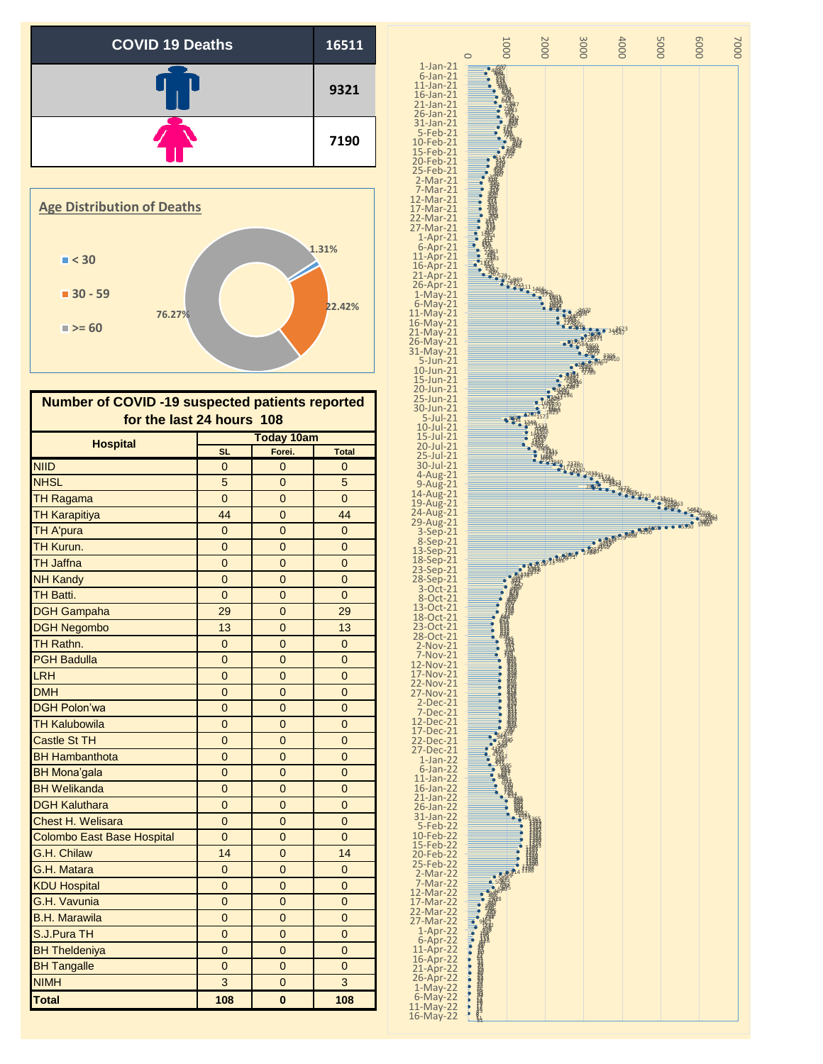| COVID 19 Deaths | 16511 |
|---|---|
| (Male) | 9321 |
| (Female) | 7190 |

**Age Distribution of Deaths**

< 30

30 - 59

>= 60

1.31%

22.42%

76.27%

| Number of COVID -19 suspected patients reported for the last 24 hours 108 | | | |
|---|---|---|---|
| Hospital | Today 10am | | |
| | SL | Forei. | Total |
| NIID | 0 | 0 | 0 |
| NHSL | 5 | 0 | 5 |
| TH Ragama | 0 | 0 | 0 |
| TH Karapitiya | 44 | 0 | 44 |
| TH A'pura | 0 | 0 | 0 |
| TH Kurun. | 0 | 0 | 0 |
| TH Jaffna | 0 | 0 | 0 |
| NH Kandy | 0 | 0 | 0 |
| TH Batti. | 0 | 0 | 0 |
| DGH Gampaha | 29 | 0 | 29 |
| DGH Negombo | 13 | 0 | 13 |
| TH Rathn. | 0 | 0 | 0 |
| PGH Badulla | 0 | 0 | 0 |
| LRH | 0 | 0 | 0 |
| DMH | 0 | 0 | 0 |
| DGH Polon'wa | 0 | 0 | 0 |
| TH Kalubowila | 0 | 0 | 0 |
| Castle St TH | 0 | 0 | 0 |
| BH Hambanthota | 0 | 0 | 0 |
| BH Mona'gala | 0 | 0 | 0 |
| BH Welikanda | 0 | 0 | 0 |
| DGH Kaluthara | 0 | 0 | 0 |
| Chest H. Welisara | 0 | 0 | 0 |
| Colombo East Base Hospital | 0 | 0 | 0 |
| G.H. Chilaw | 14 | 0 | 14 |
| G.H. Matara | 0 | 0 | 0 |
| KDU Hospital | 0 | 0 | 0 |
| G.H. Vavunia | 0 | 0 | 0 |
| B.H. Marawila | 0 | 0 | 0 |
| S.J.Pura TH | 0 | 0 | 0 |
| BH Theldeniya | 0 | 0 | 0 |
| BH Tangalle | 0 | 0 | 0 |
| NIMH | 3 | 0 | 3 |
| **Total** | **108** | **0** | **108** |

0
1000
2000
3000
4000
5000
6000
7000

1-Jan-21
6-Jan-21
11-Jan-21
16-Jan-21
21-Jan-21
26-Jan-21
31-Jan-21
5-Feb-21
10-Feb-21
15-Feb-21
20-Feb-21
25-Feb-21
2-Mar-21
7-Mar-21
12-Mar-21
17-Mar-21
22-Mar-21
27-Mar-21
1-Apr-21
6-Apr-21
11-Apr-21
16-Apr-21
21-Apr-21
26-Apr-21
1-May-21
6-May-21
11-May-21
16-May-21
21-May-21
26-May-21
31-May-21
5-Jun-21
10-Jun-21
15-Jun-21
20-Jun-21
25-Jun-21
30-Jun-21
5-Jul-21
10-Jul-21
15-Jul-21
20-Jul-21
25-Jul-21
30-Jul-21
4-Aug-21
9-Aug-21
14-Aug-21
19-Aug-21
24-Aug-21
29-Aug-21
3-Sep-21
8-Sep-21
13-Sep-21
18-Sep-21
23-Sep-21
28-Sep-21
3-Oct-21
8-Oct-21
13-Oct-21
18-Oct-21
23-Oct-21
28-Oct-21
2-Nov-21
7-Nov-21
12-Nov-21
17-Nov-21
22-Nov-21
27-Nov-21
2-Dec-21
7-Dec-21
12-Dec-21
17-Dec-21
22-Dec-21
27-Dec-21
1-Jan-22
6-Jan-22
11-Jan-22
16-Jan-22
21-Jan-22
26-Jan-22
31-Jan-22
5-Feb-22
10-Feb-22
15-Feb-22
20-Feb-22
25-Feb-22
2-Mar-22
7-Mar-22
12-Mar-22
17-Mar-22
22-Mar-22
27-Mar-22
1-Apr-22
6-Apr-22
11-Apr-22
16-Apr-22
21-Apr-22
26-Apr-22
1-May-22
6-May-22
11-May-22
16-May-22